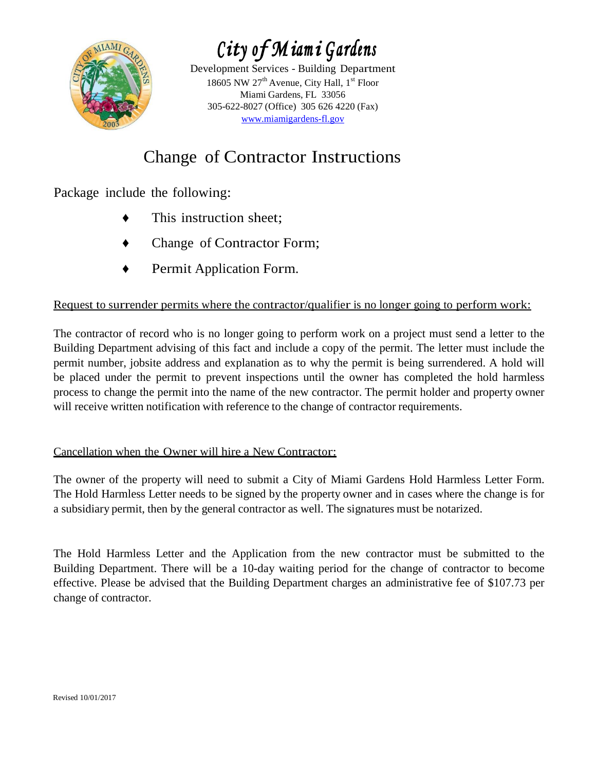# City of Miami Gardens

Development Services - Building Department
18605 NW 27th Avenue, City Hall, 1st Floor
Miami Gardens, FL 33056
305-622-8027 (Office) 305 626 4220 (Fax)
www.miamigardens-fl.gov

## Change of Contractor Instructions

Package include the following:

- This instruction sheet;
- Change of Contractor Form;
- Permit Application Form.

### Request to surrender permits where the contractor/qualifier is no longer going to perform work:

The contractor of record who is no longer going to perform work on a project must send a letter to the Building Department advising of this fact and include a copy of the permit. The letter must include the permit number, jobsite address and explanation as to why the permit is being surrendered. A hold will be placed under the permit to prevent inspections until the owner has completed the hold harmless process to change the permit into the name of the new contractor. The permit holder and property owner will receive written notification with reference to the change of contractor requirements.

### Cancellation when the Owner will hire a New Contractor:

The owner of the property will need to submit a City of Miami Gardens Hold Harmless Letter Form. The Hold Harmless Letter needs to be signed by the property owner and in cases where the change is for a subsidiary permit, then by the general contractor as well. The signatures must be notarized.

The Hold Harmless Letter and the Application from the new contractor must be submitted to the Building Department. There will be a 10-day waiting period for the change of contractor to become effective. Please be advised that the Building Department charges an administrative fee of $107.73 per change of contractor.

Revised 10/01/2017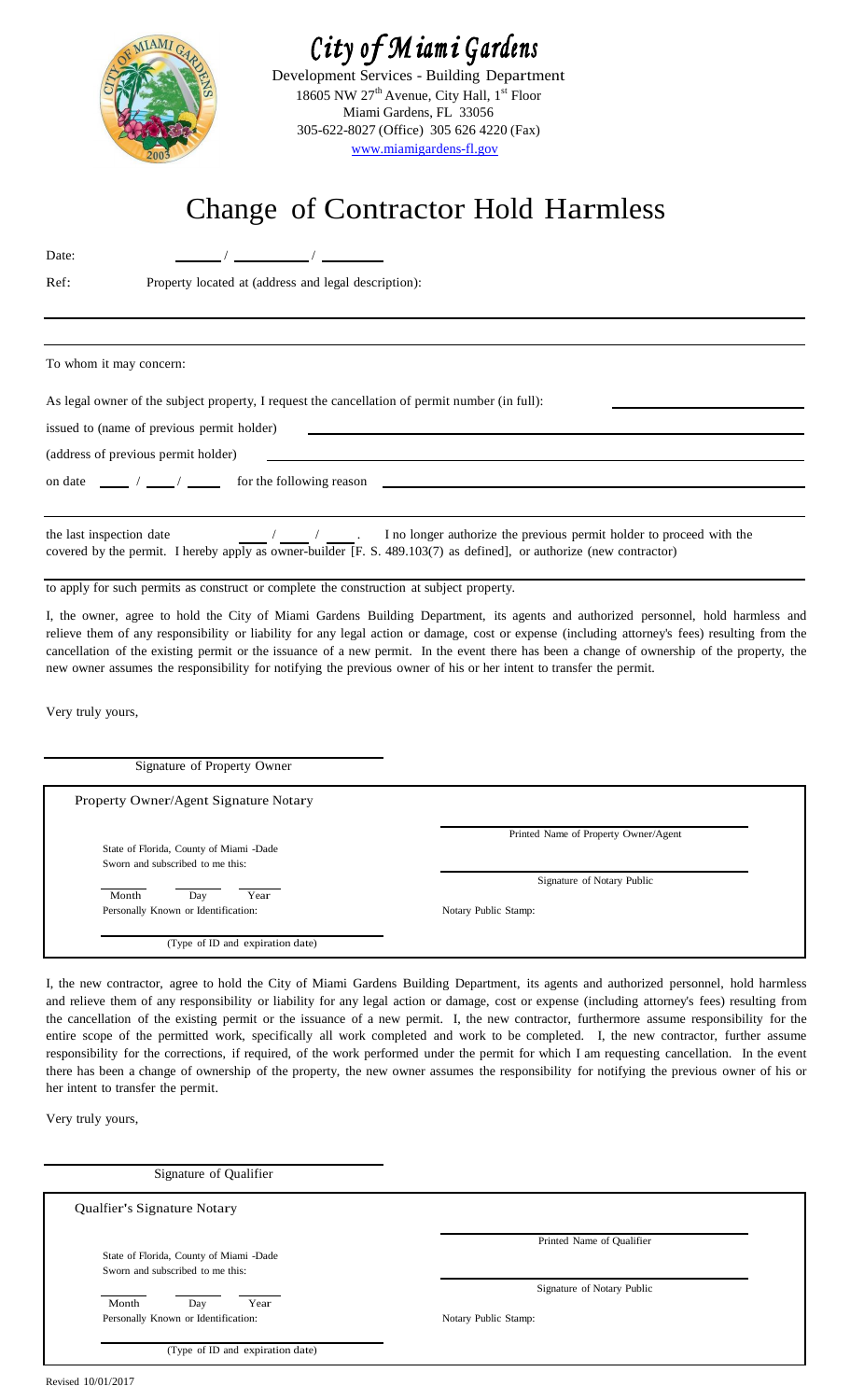# City of Miami Gardens

Development Services - Building Department
18605 NW 27th Avenue, City Hall, 1st Floor
Miami Gardens, FL 33056
305-622-8027 (Office) 305 626 4220 (Fax)
www.miamigardens-fl.gov

# Change of Contractor Hold Harmless

Date: ______ / __________ / ________

Ref: Property located at (address and legal description):

_______________________________________________

_______________________________________________

To whom it may concern:

As legal owner of the subject property, I request the cancellation of permit number (in full): ____________________

issued to (name of previous permit holder) ____________________

(address of previous permit holder) ____________________

on date ____ / ____ / ____ for the following reason ____________________

_______________________________________________

the last inspection date ____ / ____ / ____. I no longer authorize the previous permit holder to proceed with the covered by the permit. I hereby apply as owner-builder [F. S. 489.103(7) as defined], or authorize (new contractor) ____________________

to apply for such permits as construct or complete the construction at subject property.

I, the owner, agree to hold the City of Miami Gardens Building Department, its agents and authorized personnel, hold harmless and relieve them of any responsibility or liability for any legal action or damage, cost or expense (including attorney's fees) resulting from the cancellation of the existing permit or the issuance of a new permit. In the event there has been a change of ownership of the property, the new owner assumes the responsibility for notifying the previous owner of his or her intent to transfer the permit.

Very truly yours,

_______________________________
Signature of Property Owner

**Property Owner/Agent Signature Notary**

State of Florida, County of Miami -Dade
Sworn and subscribed to me this:

_____ _____ _____
Month Day Year

Personally Known or Identification:

_______________________________
(Type of ID and expiration date)

_______________________________
Printed Name of Property Owner/Agent

_______________________________
Signature of Notary Public

Notary Public Stamp:

I, the new contractor, agree to hold the City of Miami Gardens Building Department, its agents and authorized personnel, hold harmless and relieve them of any responsibility or liability for any legal action or damage, cost or expense (including attorney's fees) resulting from the cancellation of the existing permit or the issuance of a new permit. I, the new contractor, furthermore assume responsibility for the entire scope of the permitted work, specifically all work completed and work to be completed. I, the new contractor, further assume responsibility for the corrections, if required, of the work performed under the permit for which I am requesting cancellation. In the event there has been a change of ownership of the property, the new owner assumes the responsibility for notifying the previous owner of his or her intent to transfer the permit.

Very truly yours,

_______________________________
Signature of Qualifier

**Qualfier's Signature Notary**

State of Florida, County of Miami -Dade
Sworn and subscribed to me this:

_____ _____ _____
Month Day Year

Personally Known or Identification:

_______________________________
(Type of ID and expiration date)

_______________________________
Printed Name of Qualifier

_______________________________
Signature of Notary Public

Notary Public Stamp:

Revised 10/01/2017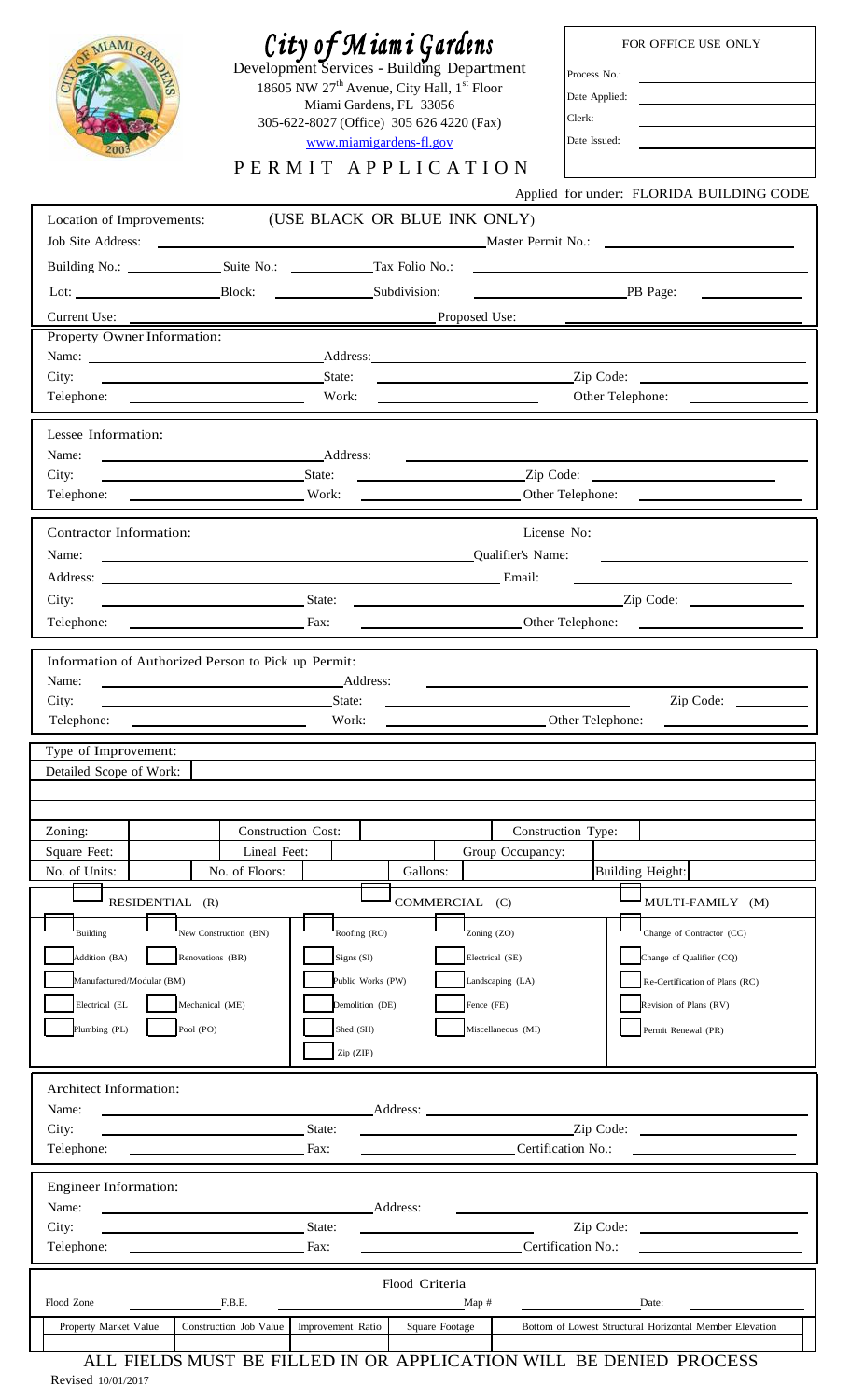# City of Miami Gardens

Development Services - Building Department
18605 NW 27th Avenue, City Hall, 1st Floor
Miami Gardens, FL 33056
305-622-8027 (Office) 305 626 4220 (Fax)
www.miamigardens-fl.gov

## PERMIT APPLICATION

| FOR OFFICE USE ONLY | |
|---|---|
| Process No.: | |
| Date Applied: | |
| Clerk: | |
| Date Issued: | |

Applied for under: FLORIDA BUILDING CODE

**Location of Improvements:** (USE BLACK OR BLUE INK ONLY)

Job Site Address: ______ Master Permit No.: ______

Building No.: ______ Suite No.: ______ Tax Folio No.: ______

Lot: ______ Block: ______ Subdivision: ______ PB Page: ______

Current Use: ______ Proposed Use: ______

**Property Owner Information:**

Name: ______ Address: ______

City: ______ State: ______ Zip Code: ______

Telephone: ______ Work: ______ Other Telephone: ______

**Lessee Information:**

Name: ______ Address: ______

City: ______ State: ______ Zip Code: ______

Telephone: ______ Work: ______ Other Telephone: ______

**Contractor Information:** License No: ______

Name: ______ Qualifier's Name: ______

Address: ______ Email: ______

City: ______ State: ______ Zip Code: ______

Telephone: ______ Fax: ______ Other Telephone: ______

**Information of Authorized Person to Pick up Permit:**

Name: ______ Address: ______

City: ______ State: ______ Zip Code: ______

Telephone: ______ Work: ______ Other Telephone: ______

Type of Improvement:

Detailed Scope of Work:

| Zoning: | | Construction Cost: | | | Construction Type: | |
|---|---|---|---|---|---|---|
| Square Feet: | | Lineal Feet: | | | Group Occupancy: | |
| No. of Units: | | No. of Floors: | | Gallons: | | Building Height: |

| RESIDENTIAL (R) | | COMMERCIAL (C) | | MULTI-FAMILY (M) |
|---|---|---|---|---|
| Building | New Construction (BN) | Roofing (RO) | Zoning (ZO) | Change of Contractor (CC) |
| Addition (BA) | Renovations (BR) | Signs (SI) | Electrical (SE) | Change of Qualifier (CQ) |
| Manufactured/Modular (BM) | | Public Works (PW) | Landscaping (LA) | Re-Certification of Plans (RC) |
| Electrical (EL | Mechanical (ME) | Demolition (DE) | Fence (FE) | Revision of Plans (RV) |
| Plumbing (PL) | Pool (PO) | Shed (SH) | Miscellaneous (MI) | Permit Renewal (PR) |
| | | Zip (ZIP) | | |

**Architect Information:**

Name: ______ Address: ______

City: ______ State: ______ Zip Code: ______

Telephone: ______ Fax: ______ Certification No.: ______

**Engineer Information:**

Name: ______ Address: ______

City: ______ State: ______ Zip Code: ______

Telephone: ______ Fax: ______ Certification No.: ______

**Flood Criteria**

Flood Zone ______ F.B.E. ______ Map # ______ Date: ______

| Property Market Value | Construction Job Value | Improvement Ratio | Square Footage | Bottom of Lowest Structural Horizontal Member Elevation |
|---|---|---|---|---|
| | | | | |

ALL FIELDS MUST BE FILLED IN OR APPLICATION WILL BE DENIED PROCESS

Revised 10/01/2017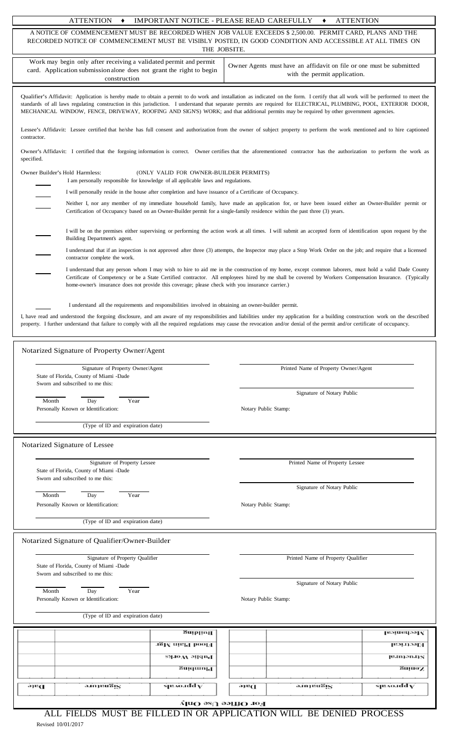**ATTENTION ♦ IMPORTANT NOTICE - PLEASE READ CAREFULLY ♦ ATTENTION**

A NOTICE OF COMMENCEMENT MUST BE RECORDED WHEN JOB VALUE EXCEEDS $ 2,500.00. PERMIT CARD, PLANS AND THE RECORDED NOTICE OF COMMENCEMENT MUST BE VISIBLY POSTED, IN GOOD CONDITION AND ACCESSIBLE AT ALL TIMES ON THE JOBSITE.

| Work may begin only after receiving a validated permit and permit card. Application submission alone does not grant the right to begin construction | Owner Agents must have an affidavit on file or one must be submitted with the permit application. |
|---|---|

Qualifier's Affidavit: Application is hereby made to obtain a permit to do work and installation as indicated on the form. I certify that all work will be performed to meet the standards of all laws regulating construction in this jurisdiction. I understand that separate permits are required for ELECTRICAL, PLUMBING, POOL, EXTERIOR DOOR, MECHANICAL WINDOW, FENCE, DRIVEWAY, ROOFING AND SIGN'S) WORK; and that additional permits may be required by other government agencies.

Lessee's Affidavit: Lessee certified that he/she has full consent and authorization from the owner of subject property to perform the work mentioned and to hire captioned contractor.

Owner's Affidavit: I certified that the forgoing information is correct. Owner certifies that the aforementioned contractor has the authorization to perform the work as specified.

Owner Builder's Hold Harmless: (ONLY VALID FOR OWNER-BUILDER PERMITS)

_____ I am personally responsible for knowledge of all applicable laws and regulations.

_____ I will personally reside in the house after completion and have issuance of a Certificate of Occupancy.

_____ Neither I, nor any member of my immediate household family, have made an application for, or have been issued either an Owner-Builder permit or Certification of Occupancy based on an Owner-Builder permit for a single-family residence within the past three (3) years.

_____ I will be on the premises either supervising or performing the action work at all times. I will submit an accepted form of identification upon request by the Building Department's agent.

_____ I understand that if an inspection is not approved after three (3) attempts, the Inspector may place a Stop Work Order on the job; and require that a licensed contractor complete the work.

_____ I understand that any person whom I may wish to hire to aid me in the construction of my home, except common laborers, must hold a valid Dade County Certificate of Competency or be a State Certified contractor. All employees hired by me shall be covered by Workers Compensation Insurance. (Typically home-owner's insurance does not provide this coverage; please check with you insurance carrier.)

_____ I understand all the requirements and responsibilities involved in obtaining an owner-builder permit.

I, have read and understood the forgoing disclosure, and am aware of my responsibilities and liabilities under my application for a building construction work on the described property. I further understand that failure to comply with all the required regulations may cause the revocation and/or denial of the permit and/or certificate of occupancy.

## Notarized Signature of Property Owner/Agent

_______________________________ Signature of Property Owner/Agent
State of Florida, County of Miami -Dade
Sworn and subscribed to me this:

_____ Month _____ Day _____ Year

Personally Known or Identification:

_______________________________ (Type of ID and expiration date)

_______________________________ Printed Name of Property Owner/Agent

_______________________________ Signature of Notary Public

Notary Public Stamp:

## Notarized Signature of Lessee

_______________________________ Signature of Property Lessee
State of Florida, County of Miami -Dade
Sworn and subscribed to me this:

_____ Month _____ Day _____ Year

Personally Known or Identification:

_______________________________ (Type of ID and expiration date)

_______________________________ Printed Name of Property Lessee

_______________________________ Signature of Notary Public

Notary Public Stamp:

## Notarized Signature of Qualifier/Owner-Builder

_______________________________ Signature of Property Qualifier
State of Florida, County of Miami -Dade
Sworn and subscribed to me this:

_____ Month _____ Day _____ Year

Personally Known or Identification:

_______________________________ (Type of ID and expiration date)

_______________________________ Printed Name of Property Qualifier

_______________________________ Signature of Notary Public

Notary Public Stamp:

**For Office Use Only**

| Approvals | Signature | Date | Approvals | Signature | Date |
|---|---|---|---|---|---|
| Zoning | | | Plumbing | | |
| Structural | | | Public Works | | |
| Electrical | | | Flood Plain Mgr | | |
| Mechanical | | | Building | | |

ALL FIELDS MUST BE FILLED IN OR APPLICATION WILL BE DENIED PROCESS

Revised 10/01/2017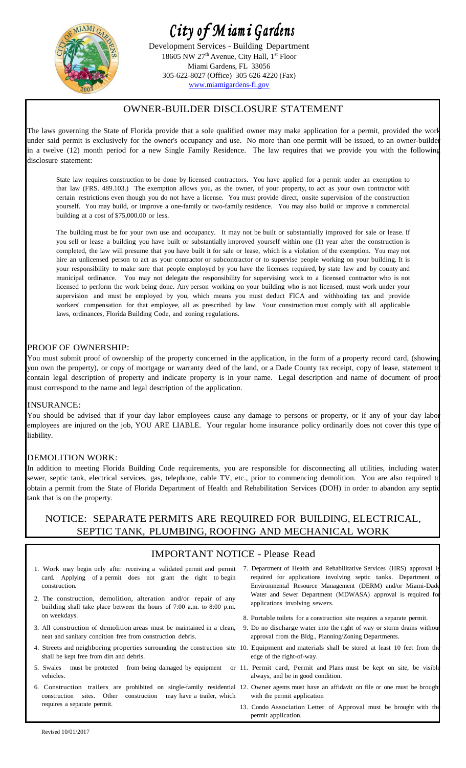# City of Miami Gardens

Development Services - Building Department
18605 NW 27th Avenue, City Hall, 1st Floor
Miami Gardens, FL 33056
305-622-8027 (Office) 305 626 4220 (Fax)
www.miamigardens-fl.gov

## OWNER-BUILDER DISCLOSURE STATEMENT

The laws governing the State of Florida provide that a sole qualified owner may make application for a permit, provided the work under said permit is exclusively for the owner's occupancy and use. No more than one permit will be issued, to an owner-builder in a twelve (12) month period for a new Single Family Residence. The law requires that we provide you with the following disclosure statement:

State law requires construction to be done by licensed contractors. You have applied for a permit under an exemption to that law (FRS. 489.103.) The exemption allows you, as the owner, of your property, to act as your own contractor with certain restrictions even though you do not have a license. You must provide direct, onsite supervision of the construction yourself. You may build, or improve a one-family or two-family residence. You may also build or improve a commercial building at a cost of $75,000.00 or less.

The building must be for your own use and occupancy. It may not be built or substantially improved for sale or lease. If you sell or lease a building you have built or substantially improved yourself within one (1) year after the construction is completed, the law will presume that you have built it for sale or lease, which is a violation of the exemption. You may not hire an unlicensed person to act as your contractor or subcontractor or to supervise people working on your building. It is your responsibility to make sure that people employed by you have the licenses required, by state law and by county and municipal ordinance. You may not delegate the responsibility for supervising work to a licensed contractor who is not licensed to perform the work being done. Any person working on your building who is not licensed, must work under your supervision and must be employed by you, which means you must deduct FICA and withholding tax and provide workers' compensation for that employee, all as prescribed by law. Your construction must comply with all applicable laws, ordinances, Florida Building Code, and zoning regulations.

### PROOF OF OWNERSHIP:

You must submit proof of ownership of the property concerned in the application, in the form of a property record card, (showing you own the property), or copy of mortgage or warranty deed of the land, or a Dade County tax receipt, copy of lease, statement to contain legal description of property and indicate property is in your name. Legal description and name of document of proof must correspond to the name and legal description of the application.

### INSURANCE:

You should be advised that if your day labor employees cause any damage to persons or property, or if any of your day labor employees are injured on the job, YOU ARE LIABLE. Your regular home insurance policy ordinarily does not cover this type of liability.

### DEMOLITION WORK:

In addition to meeting Florida Building Code requirements, you are responsible for disconnecting all utilities, including water, sewer, septic tank, electrical services, gas, telephone, cable TV, etc., prior to commencing demolition. You are also required to obtain a permit from the State of Florida Department of Health and Rehabilitation Services (DOH) in order to abandon any septic tank that is on the property.

## NOTICE: SEPARATE PERMITS ARE REQUIRED FOR BUILDING, ELECTRICAL, SEPTIC TANK, PLUMBING, ROOFING AND MECHANICAL WORK

## IMPORTANT NOTICE - Please Read

1. Work may begin only after receiving a validated permit and permit card. Applying of a permit does not grant the right to begin construction.
2. The construction, demolition, alteration and/or repair of any building shall take place between the hours of 7:00 a.m. to 8:00 p.m. on weekdays.
3. All construction of demolition areas must be maintained in a clean, neat and sanitary condition free from construction debris.
4. Streets and neighboring properties surrounding the construction site shall be kept free from dirt and debris.
5. Swales must be protected from being damaged by equipment or vehicles.
6. Construction trailers are prohibited on single-family residential construction sites. Other construction may have a trailer, which requires a separate permit.
7. Department of Health and Rehabilitative Services (HRS) approval is required for applications involving septic tanks. Department of Environmental Resource Management (DERM) and/or Miami-Dade Water and Sewer Department (MDWASA) approval is required for applications involving sewers.
8. Portable toilets for a construction site requires a separate permit.
9. Do no discharge water into the right of way or storm drains without approval from the Bldg., Planning/Zoning Departments.
10. Equipment and materials shall be stored at least 10 feet from the edge of the right-of-way.
11. Permit card, Permit and Plans must be kept on site, be visible always, and be in good condition.
12. Owner agents must have an affidavit on file or one must be brought with the permit application
13. Condo Association Letter of Approval must be brought with the permit application.

Revised 10/01/2017